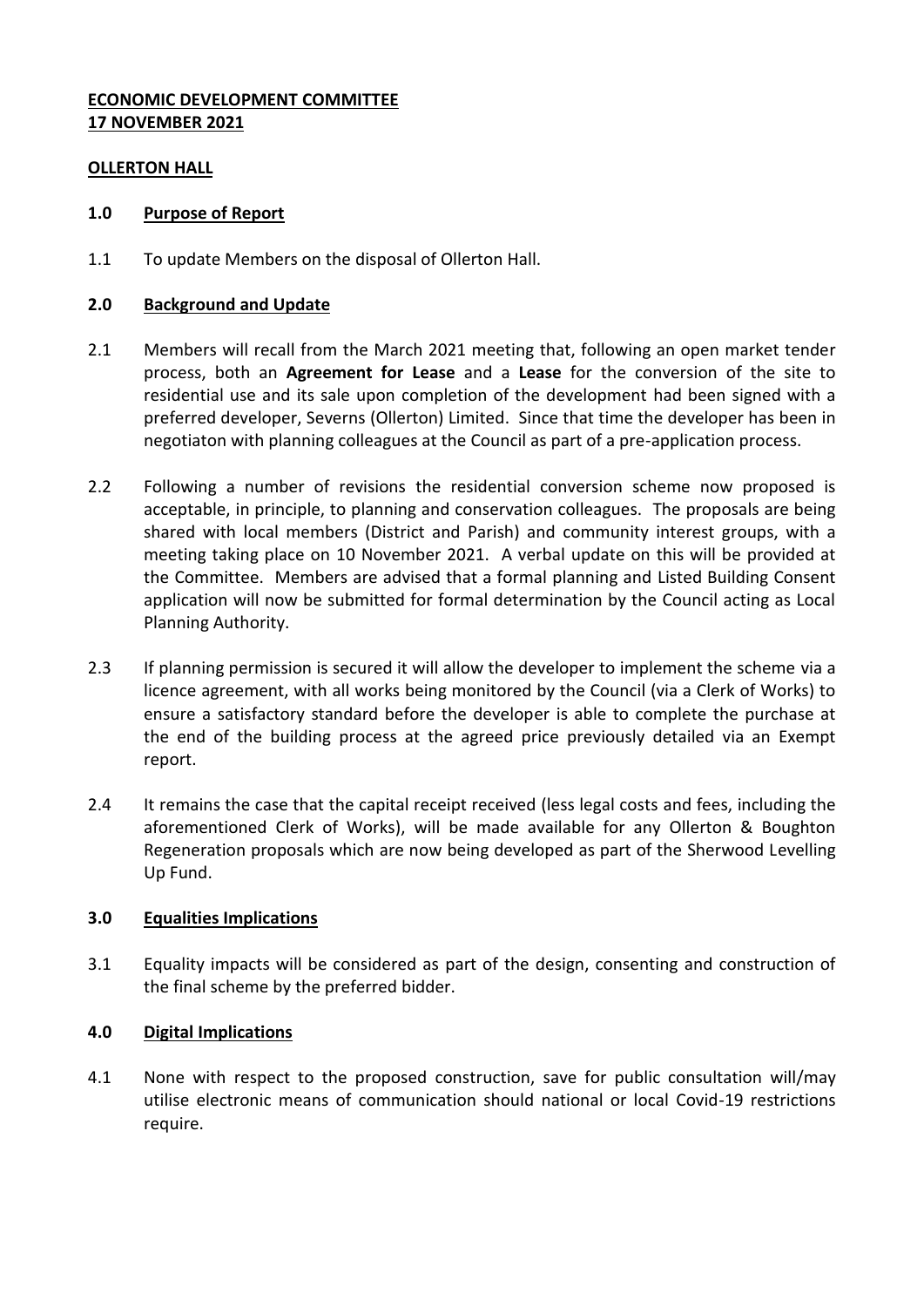**ECONOMIC DEVELOPMENT COMMITTEE**
**17 NOVEMBER 2021**

**OLLERTON HALL**

## 1.0 Purpose of Report

1.1 To update Members on the disposal of Ollerton Hall.

## 2.0 Background and Update

2.1 Members will recall from the March 2021 meeting that, following an open market tender process, both an **Agreement for Lease** and a **Lease** for the conversion of the site to residential use and its sale upon completion of the development had been signed with a preferred developer, Severns (Ollerton) Limited. Since that time the developer has been in negotiaton with planning colleagues at the Council as part of a pre-application process.

2.2 Following a number of revisions the residential conversion scheme now proposed is acceptable, in principle, to planning and conservation colleagues. The proposals are being shared with local members (District and Parish) and community interest groups, with a meeting taking place on 10 November 2021. A verbal update on this will be provided at the Committee. Members are advised that a formal planning and Listed Building Consent application will now be submitted for formal determination by the Council acting as Local Planning Authority.

2.3 If planning permission is secured it will allow the developer to implement the scheme via a licence agreement, with all works being monitored by the Council (via a Clerk of Works) to ensure a satisfactory standard before the developer is able to complete the purchase at the end of the building process at the agreed price previously detailed via an Exempt report.

2.4 It remains the case that the capital receipt received (less legal costs and fees, including the aforementioned Clerk of Works), will be made available for any Ollerton & Boughton Regeneration proposals which are now being developed as part of the Sherwood Levelling Up Fund.

## 3.0 Equalities Implications

3.1 Equality impacts will be considered as part of the design, consenting and construction of the final scheme by the preferred bidder.

## 4.0 Digital Implications

4.1 None with respect to the proposed construction, save for public consultation will/may utilise electronic means of communication should national or local Covid-19 restrictions require.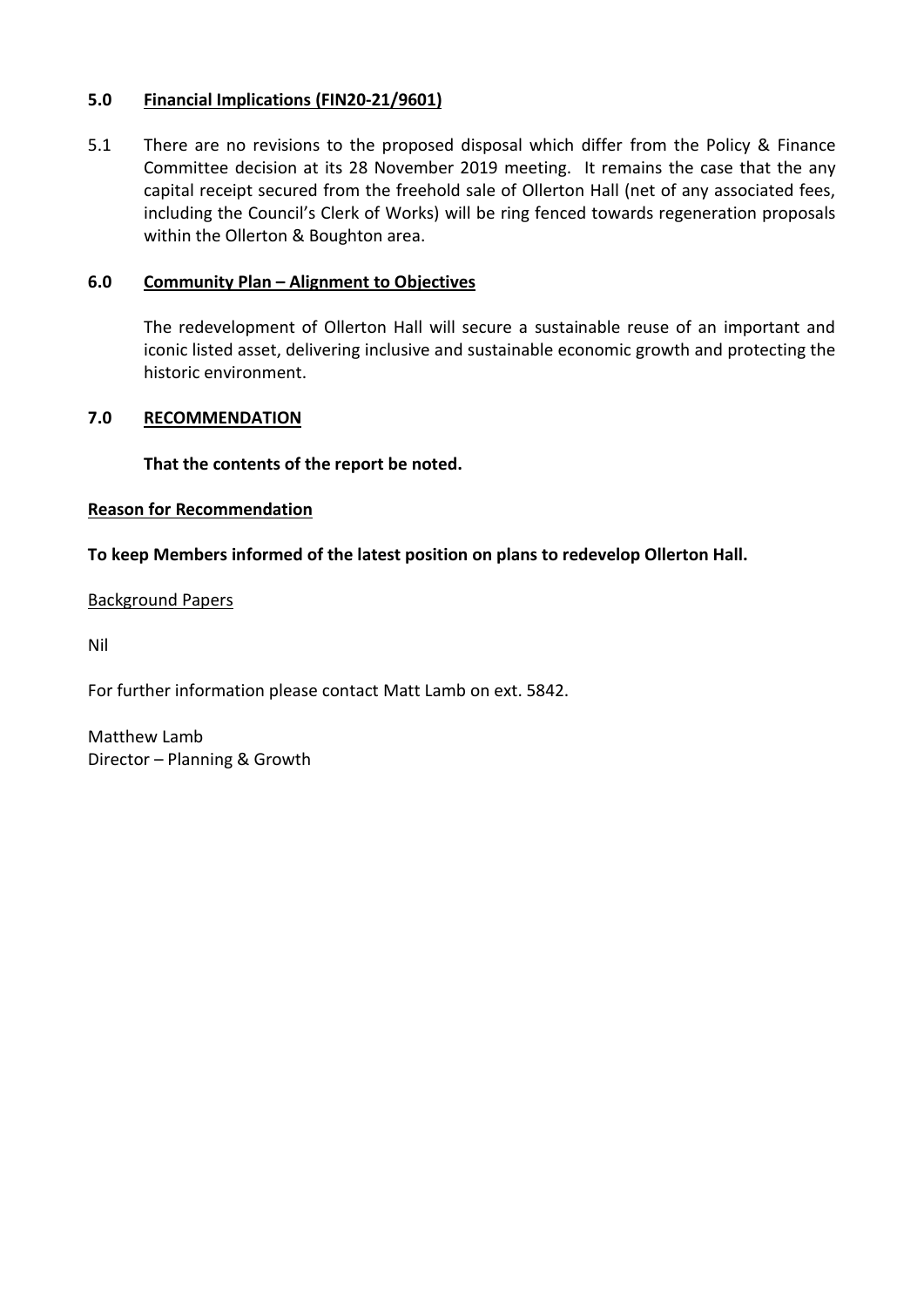## 5.0 Financial Implications (FIN20-21/9601)

5.1 There are no revisions to the proposed disposal which differ from the Policy & Finance Committee decision at its 28 November 2019 meeting. It remains the case that the any capital receipt secured from the freehold sale of Ollerton Hall (net of any associated fees, including the Council's Clerk of Works) will be ring fenced towards regeneration proposals within the Ollerton & Boughton area.

## 6.0 Community Plan – Alignment to Objectives

The redevelopment of Ollerton Hall will secure a sustainable reuse of an important and iconic listed asset, delivering inclusive and sustainable economic growth and protecting the historic environment.

## 7.0 RECOMMENDATION

**That the contents of the report be noted.**

**Reason for Recommendation**

**To keep Members informed of the latest position on plans to redevelop Ollerton Hall.**

Background Papers

Nil

For further information please contact Matt Lamb on ext. 5842.

Matthew Lamb
Director – Planning & Growth